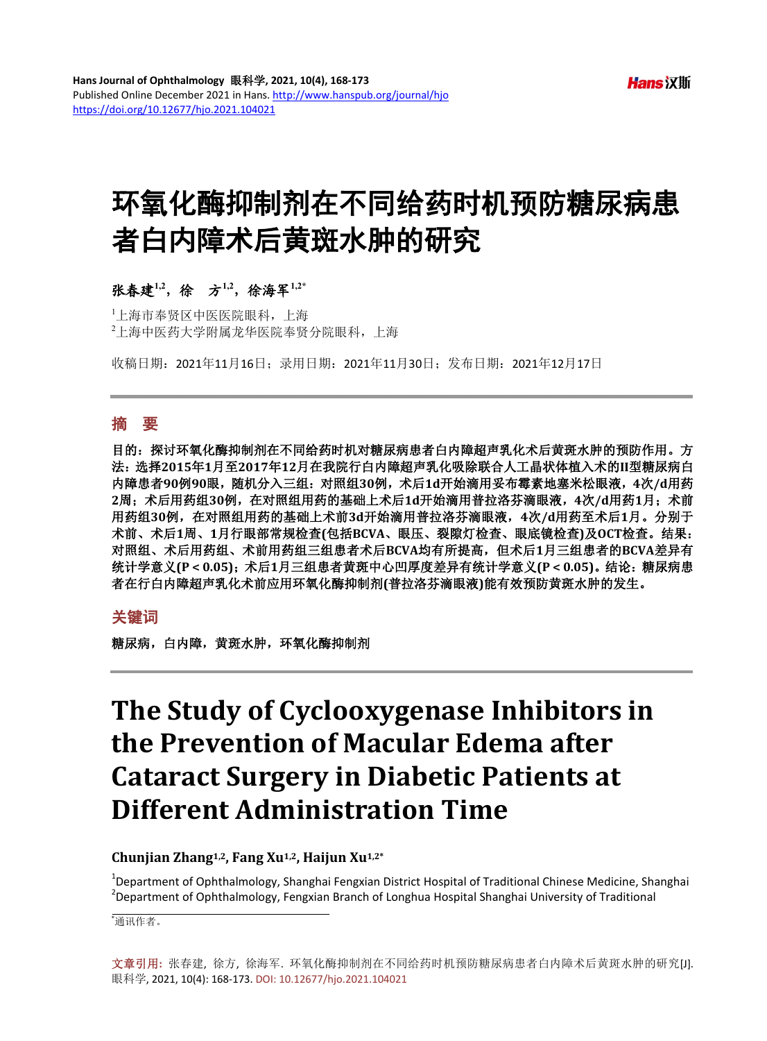# 环氧化酶抑制剂在不同给药时机预防糖尿病患者白内障术后黄斑水肿的研究

**张春建[1,2]，徐　方[1,2]，徐海军[1,2*]**

[1]上海市奉贤区中医医院眼科，上海
[2]上海中医药大学附属龙华医院奉贤分院眼科，上海

收稿日期：2021年11月16日；录用日期：2021年11月30日；发布日期：2021年12月17日

## 摘　要

**目的：探讨环氧化酶抑制剂在不同给药时机对糖尿病患者白内障超声乳化术后黄斑水肿的预防作用。方法：选择2015年1月至2017年12月在我院行白内障超声乳化吸除联合人工晶状体植入术的II型糖尿病白内障患者90例90眼，随机分入三组：对照组30例，术后1d开始滴用妥布霉素地塞米松眼液，4次/d用药2周；术后用药组30例，在对照组用药的基础上术后1d开始滴用普拉洛芬滴眼液，4次/d用药1月；术前用药组30例，在对照组用药的基础上术前3d开始滴用普拉洛芬滴眼液，4次/d用药至术后1月。分别于术前、术后1周、1月行眼部常规检查(包括BCVA、眼压、裂隙灯检查、眼底镜检查)及OCT检查。结果：对照组、术后用药组、术前用药组三组患者术后BCVA均有所提高，但术后1月三组患者的BCVA差异有统计学意义($P < 0.05$)；术后1月三组患者黄斑中心凹厚度差异有统计学意义($P < 0.05$)。结论：糖尿病患者在行白内障超声乳化术前应用环氧化酶抑制剂(普拉洛芬滴眼液)能有效预防黄斑水肿的发生。**

## 关键词

**糖尿病，白内障，黄斑水肿，环氧化酶抑制剂**

# The Study of Cyclooxygenase Inhibitors in the Prevention of Macular Edema after Cataract Surgery in Diabetic Patients at Different Administration Time

**Chunjian Zhang[1,2], Fang Xu[1,2], Haijun Xu[1,2*]**

[1]Department of Ophthalmology, Shanghai Fengxian District Hospital of Traditional Chinese Medicine, Shanghai
[2]Department of Ophthalmology, Fengxian Branch of Longhua Hospital Shanghai University of Traditional

[*]通讯作者。

文章引用：张春建，徐方，徐海军．环氧化酶抑制剂在不同给药时机预防糖尿病患者白内障术后黄斑水肿的研究[J]. 眼科学, 2021, 10(4): 168-173. DOI: 10.12677/hjo.2021.104021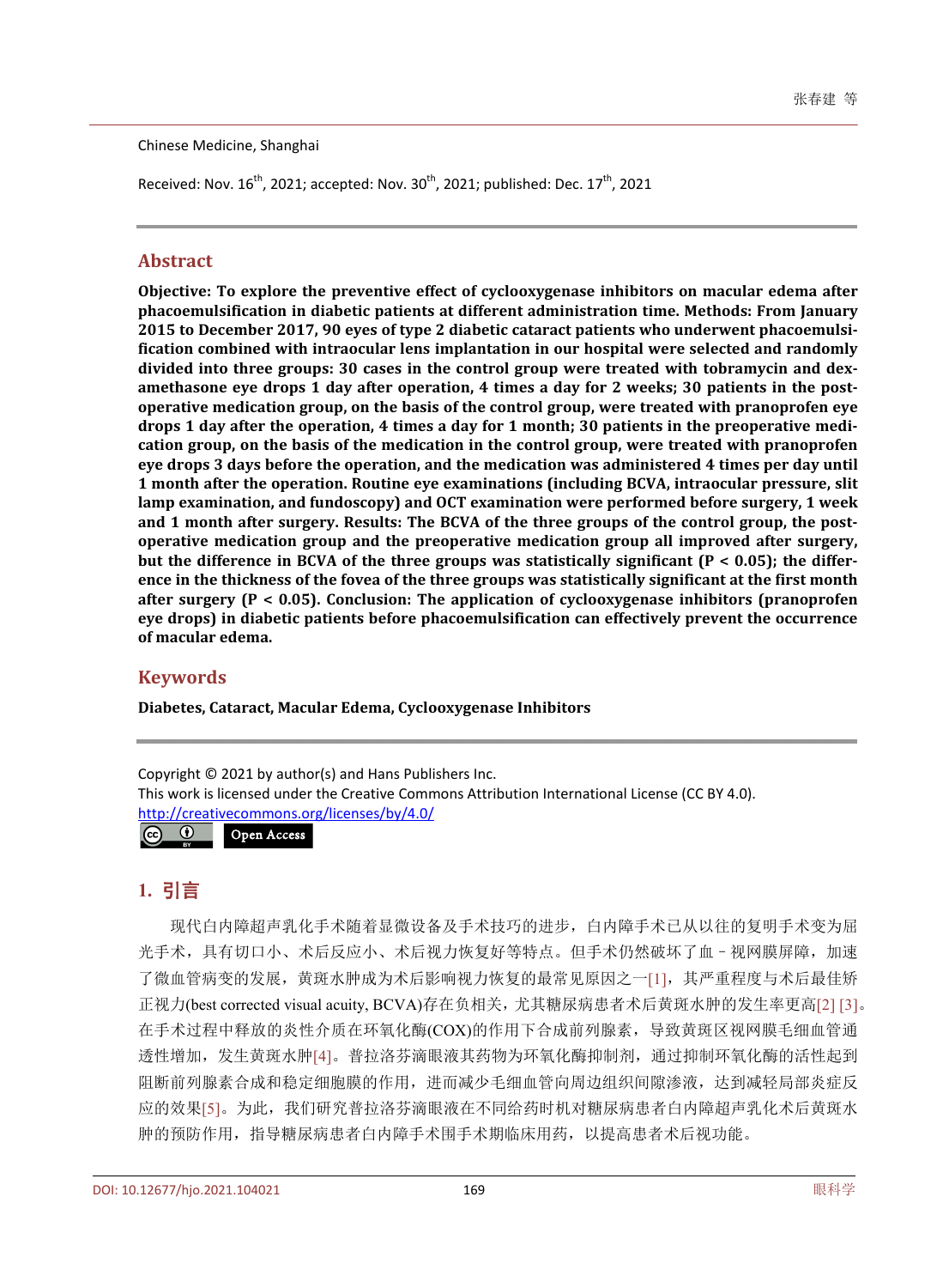Chinese Medicine, Shanghai

Received: Nov. 16th, 2021; accepted: Nov. 30th, 2021; published: Dec. 17th, 2021

## Abstract

**Objective: To explore the preventive effect of cyclooxygenase inhibitors on macular edema after phacoemulsification in diabetic patients at different administration time. Methods: From January 2015 to December 2017, 90 eyes of type 2 diabetic cataract patients who underwent phacoemulsification combined with intraocular lens implantation in our hospital were selected and randomly divided into three groups: 30 cases in the control group were treated with tobramycin and dexamethasone eye drops 1 day after operation, 4 times a day for 2 weeks; 30 patients in the postoperative medication group, on the basis of the control group, were treated with pranoprofen eye drops 1 day after the operation, 4 times a day for 1 month; 30 patients in the preoperative medication group, on the basis of the medication in the control group, were treated with pranoprofen eye drops 3 days before the operation, and the medication was administered 4 times per day until 1 month after the operation. Routine eye examinations (including BCVA, intraocular pressure, slit lamp examination, and fundoscopy) and OCT examination were performed before surgery, 1 week and 1 month after surgery. Results: The BCVA of the three groups of the control group, the postoperative medication group and the preoperative medication group all improved after surgery, but the difference in BCVA of the three groups was statistically significant ($P < 0.05$); the difference in the thickness of the fovea of the three groups was statistically significant at the first month after surgery ($P < 0.05$). Conclusion: The application of cyclooxygenase inhibitors (pranoprofen eye drops) in diabetic patients before phacoemulsification can effectively prevent the occurrence of macular edema.**

## Keywords

**Diabetes, Cataract, Macular Edema, Cyclooxygenase Inhibitors**

Copyright © 2021 by author(s) and Hans Publishers Inc.
This work is licensed under the Creative Commons Attribution International License (CC BY 4.0).
http://creativecommons.org/licenses/by/4.0/

Open Access

## 1. 引言

现代白内障超声乳化手术随着显微设备及手术技巧的进步，白内障手术已从以往的复明手术变为屈光手术，具有切口小、术后反应小、术后视力恢复好等特点。但手术仍然破坏了血－视网膜屏障，加速了微血管病变的发展，黄斑水肿成为术后影响视力恢复的最常见原因之一[1]，其严重程度与术后最佳矫正视力(best corrected visual acuity, BCVA)存在负相关，尤其糖尿病患者术后黄斑水肿的发生率更高[2] [3]。在手术过程中释放的炎性介质在环氧化酶(COX)的作用下合成前列腺素，导致黄斑区视网膜毛细血管通透性增加，发生黄斑水肿[4]。普拉洛芬滴眼液其药物为环氧化酶抑制剂，通过抑制环氧化酶的活性起到阻断前列腺素合成和稳定细胞膜的作用，进而减少毛细血管向周边组织间隙渗液，达到减轻局部炎症反应的效果[5]。为此，我们研究普拉洛芬滴眼液在不同给药时机对糖尿病患者白内障超声乳化术后黄斑水肿的预防作用，指导糖尿病患者白内障手术围手术期临床用药，以提高患者术后视功能。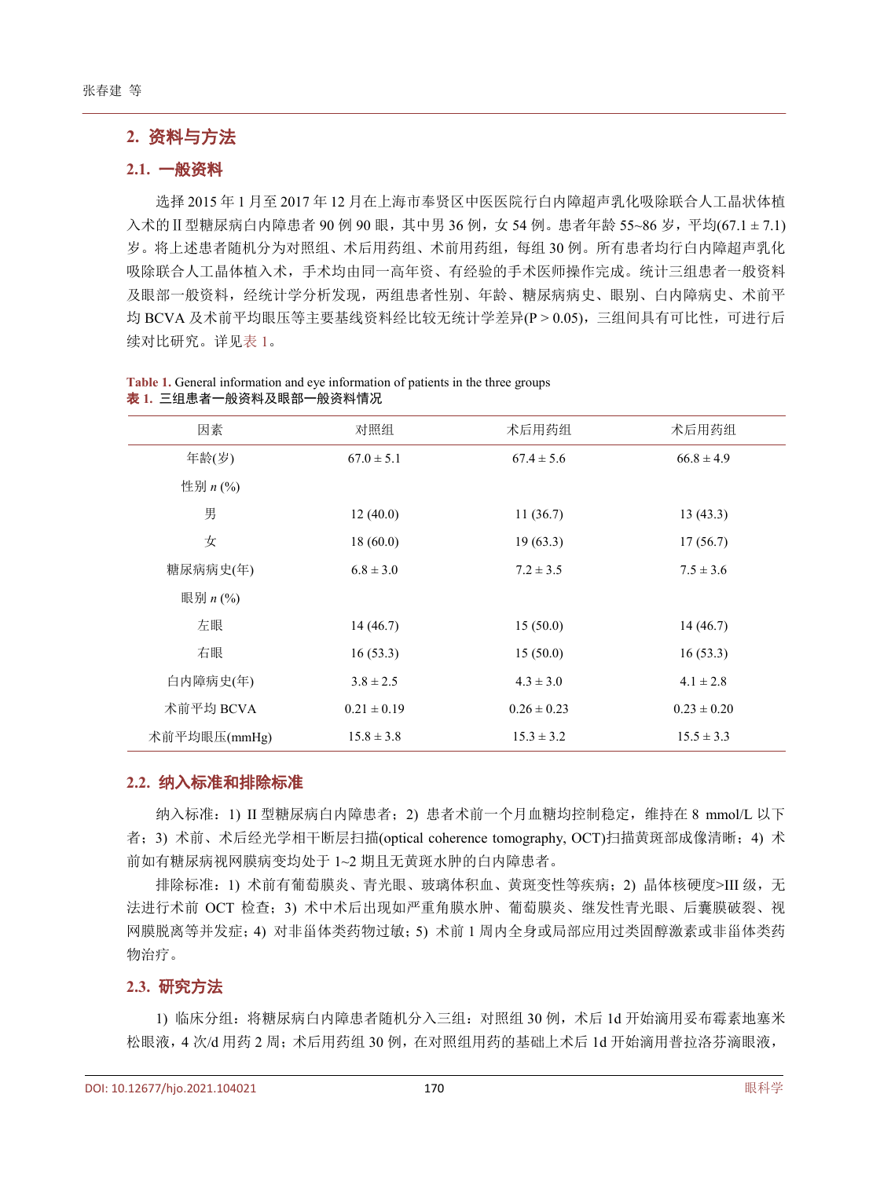## 2. 资料与方法

### 2.1. 一般资料

选择 2015 年 1 月至 2017 年 12 月在上海市奉贤区中医医院行白内障超声乳化吸除联合人工晶状体植入术的 II 型糖尿病白内障患者 90 例 90 眼，其中男 36 例，女 54 例。患者年龄 55~86 岁，平均(67.1 ± 7.1)岁。将上述患者随机分为对照组、术后用药组、术前用药组，每组 30 例。所有患者均行白内障超声乳化吸除联合人工晶体植入术，手术均由同一高年资、有经验的手术医师操作完成。统计三组患者一般资料及眼部一般资料，经统计学分析发现，两组患者性别、年龄、糖尿病病史、眼别、白内障病史、术前平均 BCVA 及术前平均眼压等主要基线资料经比较无统计学差异($P > 0.05$)，三组间具有可比性，可进行后续对比研究。详见表 1。

**Table 1.** General information and eye information of patients in the three groups
**表 1.** 三组患者一般资料及眼部一般资料情况

| 因素 | 对照组 | 术后用药组 | 术后用药组 |
|---|---|---|---|
| 年龄(岁) | 67.0 ± 5.1 | 67.4 ± 5.6 | 66.8 ± 4.9 |
| 性别 *n* (%) | | | |
| 男 | 12 (40.0) | 11 (36.7) | 13 (43.3) |
| 女 | 18 (60.0) | 19 (63.3) | 17 (56.7) |
| 糖尿病病史(年) | 6.8 ± 3.0 | 7.2 ± 3.5 | 7.5 ± 3.6 |
| 眼别 *n* (%) | | | |
| 左眼 | 14 (46.7) | 15 (50.0) | 14 (46.7) |
| 右眼 | 16 (53.3) | 15 (50.0) | 16 (53.3) |
| 白内障病史(年) | 3.8 ± 2.5 | 4.3 ± 3.0 | 4.1 ± 2.8 |
| 术前平均 BCVA | 0.21 ± 0.19 | 0.26 ± 0.23 | 0.23 ± 0.20 |
| 术前平均眼压(mmHg) | 15.8 ± 3.8 | 15.3 ± 3.2 | 15.5 ± 3.3 |

### 2.2. 纳入标准和排除标准

纳入标准：1) II 型糖尿病白内障患者；2) 患者术前一个月血糖均控制稳定，维持在 8 mmol/L 以下者；3) 术前、术后经光学相干断层扫描(optical coherence tomography, OCT)扫描黄斑部成像清晰；4) 术前如有糖尿病视网膜病变均处于 1~2 期且无黄斑水肿的白内障患者。

排除标准：1) 术前有葡萄膜炎、青光眼、玻璃体积血、黄斑变性等疾病；2) 晶体核硬度>III 级，无法进行术前 OCT 检查；3) 术中术后出现如严重角膜水肿、葡萄膜炎、继发性青光眼、后囊膜破裂、视网膜脱离等并发症；4) 对非甾体类药物过敏；5) 术前 1 周内全身或局部应用过类固醇激素或非甾体类药物治疗。

### 2.3. 研究方法

1) 临床分组：将糖尿病白内障患者随机分入三组：对照组 30 例，术后 1d 开始滴用妥布霉素地塞米松眼液，4 次/d 用药 2 周；术后用药组 30 例，在对照组用药的基础上术后 1d 开始滴用普拉洛芬滴眼液，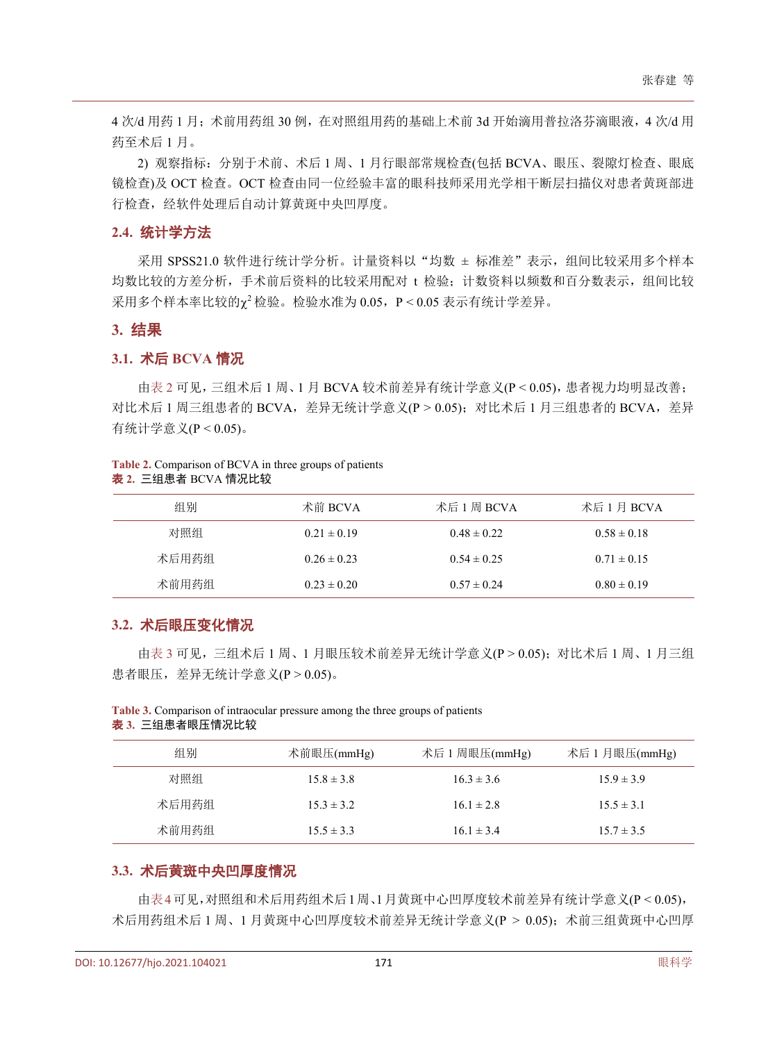4 次/d 用药 1 月；术前用药组 30 例，在对照组用药的基础上术前 3d 开始滴用普拉洛芬滴眼液，4 次/d 用药至术后 1 月。

2) 观察指标：分别于术前、术后 1 周、1 月行眼部常规检查(包括 BCVA、眼压、裂隙灯检查、眼底镜检查)及 OCT 检查。OCT 检查由同一位经验丰富的眼科技师采用光学相干断层扫描仪对患者黄斑部进行检查，经软件处理后自动计算黄斑中央凹厚度。

### 2.4. 统计学方法

采用 SPSS21.0 软件进行统计学分析。计量资料以“均数 ± 标准差”表示，组间比较采用多个样本均数比较的方差分析，手术前后资料的比较采用配对 t 检验；计数资料以频数和百分数表示，组间比较采用多个样本率比较的$\chi^2$检验。检验水准为 0.05，$P < 0.05$ 表示有统计学差异。

## 3. 结果

### 3.1. 术后 BCVA 情况

由表 2 可见，三组术后 1 周、1 月 BCVA 较术前差异有统计学意义($P < 0.05$)，患者视力均明显改善；对比术后 1 周三组患者的 BCVA，差异无统计学意义($P > 0.05$)；对比术后 1 月三组患者的 BCVA，差异有统计学意义($P < 0.05$)。

**Table 2.** Comparison of BCVA in three groups of patients
**表 2.** 三组患者 BCVA 情况比较

| 组别 | 术前 BCVA | 术后 1 周 BCVA | 术后 1 月 BCVA |
|---|---|---|---|
| 对照组 | 0.21 ± 0.19 | 0.48 ± 0.22 | 0.58 ± 0.18 |
| 术后用药组 | 0.26 ± 0.23 | 0.54 ± 0.25 | 0.71 ± 0.15 |
| 术前用药组 | 0.23 ± 0.20 | 0.57 ± 0.24 | 0.80 ± 0.19 |

### 3.2. 术后眼压变化情况

由表 3 可见，三组术后 1 周、1 月眼压较术前差异无统计学意义($P > 0.05$)；对比术后 1 周、1 月三组患者眼压，差异无统计学意义($P > 0.05$)。

**Table 3.** Comparison of intraocular pressure among the three groups of patients
**表 3.** 三组患者眼压情况比较

| 组别 | 术前眼压(mmHg) | 术后 1 周眼压(mmHg) | 术后 1 月眼压(mmHg) |
|---|---|---|---|
| 对照组 | 15.8 ± 3.8 | 16.3 ± 3.6 | 15.9 ± 3.9 |
| 术后用药组 | 15.3 ± 3.2 | 16.1 ± 2.8 | 15.5 ± 3.1 |
| 术前用药组 | 15.5 ± 3.3 | 16.1 ± 3.4 | 15.7 ± 3.5 |

### 3.3. 术后黄斑中央凹厚度情况

由表 4 可见，对照组和术后用药组术后 1 周、1 月黄斑中心凹厚度较术前差异有统计学意义($P < 0.05$)，术后用药组术后 1 周、1 月黄斑中心凹厚度较术前差异无统计学意义($P > 0.05$)；术前三组黄斑中心凹厚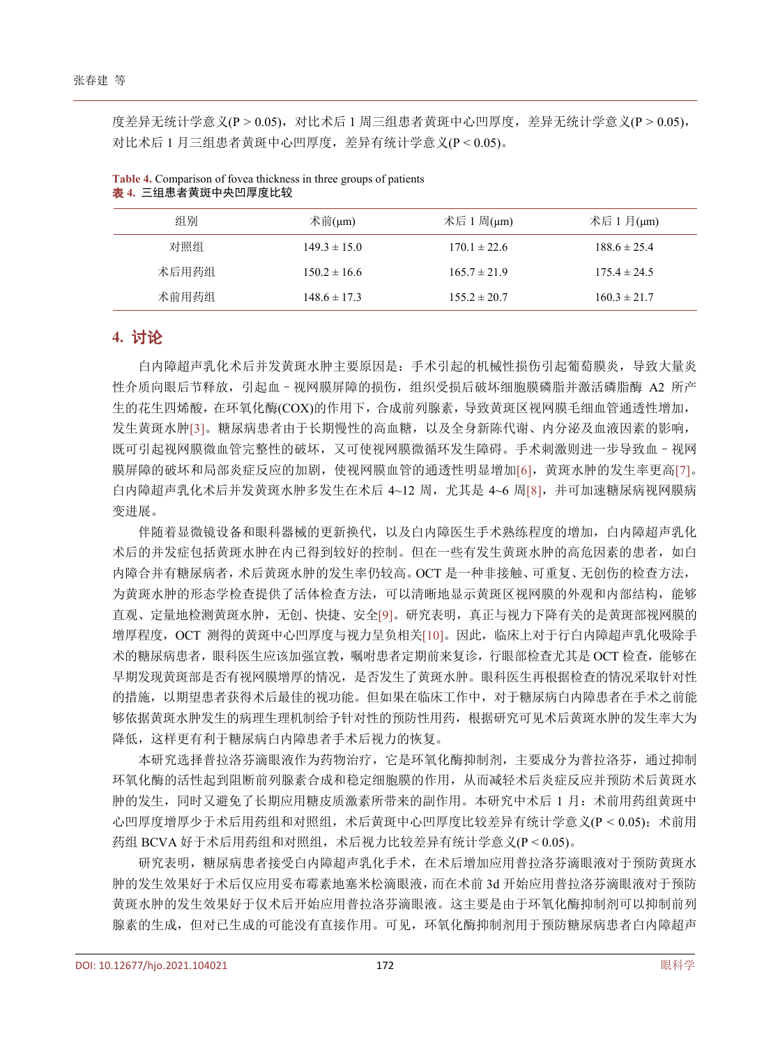度差异无统计学意义($P > 0.05$)，对比术后 1 周三组患者黄斑中心凹厚度，差异无统计学意义($P > 0.05$)，对比术后 1 月三组患者黄斑中心凹厚度，差异有统计学意义($P < 0.05$)。

**Table 4.** Comparison of fovea thickness in three groups of patients
**表 4.** 三组患者黄斑中央凹厚度比较

| 组别 | 术前(μm) | 术后 1 周(μm) | 术后 1 月(μm) |
|---|---|---|---|
| 对照组 | 149.3 ± 15.0 | 170.1 ± 22.6 | 188.6 ± 25.4 |
| 术后用药组 | 150.2 ± 16.6 | 165.7 ± 21.9 | 175.4 ± 24.5 |
| 术前用药组 | 148.6 ± 17.3 | 155.2 ± 20.7 | 160.3 ± 21.7 |

## 4. 讨论

白内障超声乳化术后并发黄斑水肿主要原因是：手术引起的机械性损伤引起葡萄膜炎，导致大量炎性介质向眼后节释放，引起血–视网膜屏障的损伤，组织受损后破坏细胞膜磷脂并激活磷脂酶 A2 所产生的花生四烯酸，在环氧化酶(COX)的作用下，合成前列腺素，导致黄斑区视网膜毛细血管通透性增加，发生黄斑水肿[3]。糖尿病患者由于长期慢性的高血糖，以及全身新陈代谢、内分泌及血液因素的影响，既可引起视网膜微血管完整性的破坏，又可使视网膜微循环发生障碍。手术刺激则进一步导致血–视网膜屏障的破坏和局部炎症反应的加剧，使视网膜血管的通透性明显增加[6]，黄斑水肿的发生率更高[7]。白内障超声乳化术后并发黄斑水肿多发生在术后 4~12 周，尤其是 4~6 周[8]，并可加速糖尿病视网膜病变进展。

伴随着显微镜设备和眼科器械的更新换代，以及白内障医生手术熟练程度的增加，白内障超声乳化术后的并发症包括黄斑水肿在内已得到较好的控制。但在一些有发生黄斑水肿的高危因素的患者，如白内障合并有糖尿病者，术后黄斑水肿的发生率仍较高。OCT 是一种非接触、可重复、无创伤的检查方法，为黄斑水肿的形态学检查提供了活体检查方法，可以清晰地显示黄斑区视网膜的外观和内部结构，能够直观、定量地检测黄斑水肿，无创、快捷、安全[9]。研究表明，真正与视力下降有关的是黄斑部视网膜的增厚程度，OCT 测得的黄斑中心凹厚度与视力呈负相关[10]。因此，临床上对于行白内障超声乳化吸除手术的糖尿病患者，眼科医生应该加强宣教，嘱咐患者定期前来复诊，行眼部检查尤其是 OCT 检查，能够在早期发现黄斑部是否有视网膜增厚的情况，是否发生了黄斑水肿。眼科医生再根据检查的情况采取针对性的措施，以期望患者获得术后最佳的视功能。但如果在临床工作中，对于糖尿病白内障患者在手术之前能够依据黄斑水肿发生的病理生理机制给予针对性的预防性用药，根据研究可见术后黄斑水肿的发生率大为降低，这样更有利于糖尿病白内障患者手术后视力的恢复。

本研究选择普拉洛芬滴眼液作为药物治疗，它是环氧化酶抑制剂，主要成分为普拉洛芬，通过抑制环氧化酶的活性起到阻断前列腺素合成和稳定细胞膜的作用，从而减轻术后炎症反应并预防术后黄斑水肿的发生，同时又避免了长期应用糖皮质激素所带来的副作用。本研究中术后 1 月：术前用药组黄斑中心凹厚度增厚少于术后用药组和对照组，术后黄斑中心凹厚度比较差异有统计学意义($P < 0.05$)；术前用药组 BCVA 好于术后用药组和对照组，术后视力比较差异有统计学意义($P < 0.05$)。

研究表明，糖尿病患者接受白内障超声乳化手术，在术后增加应用普拉洛芬滴眼液对于预防黄斑水肿的发生效果好于术后仅应用妥布霉素地塞米松滴眼液，而在术前 3d 开始应用普拉洛芬滴眼液对于预防黄斑水肿的发生效果好于仅术后开始应用普拉洛芬滴眼液。这主要是由于环氧化酶抑制剂可以抑制前列腺素的生成，但对已生成的可能没有直接作用。可见，环氧化酶抑制剂用于预防糖尿病患者白内障超声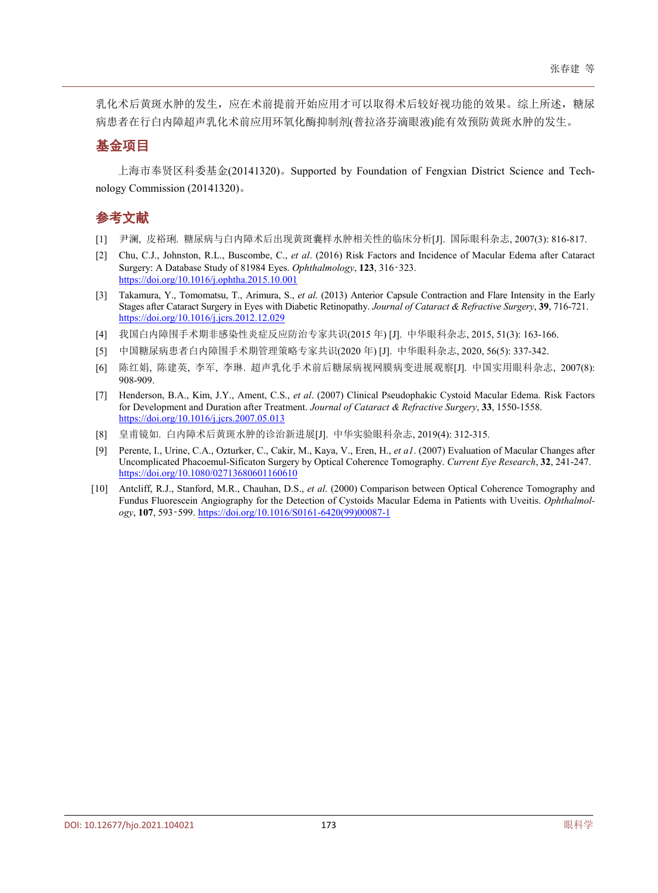乳化术后黄斑水肿的发生，应在术前提前开始应用才可以取得术后较好视功能的效果。综上所述，糖尿病患者在行白内障超声乳化术前应用环氧化酶抑制剂(普拉洛芬滴眼液)能有效预防黄斑水肿的发生。

## 基金项目

上海市奉贤区科委基金(20141320)。Supported by Foundation of Fengxian District Science and Technology Commission (20141320)。

## 参考文献

[1] 尹澜, 皮裕琍. 糖尿病与白内障术后出现黄斑囊样水肿相关性的临床分析[J]. 国际眼科杂志, 2007(3): 816-817.

[2] Chu, C.J., Johnston, R.L., Buscombe, C., *et al*. (2016) Risk Factors and Incidence of Macular Edema after Cataract Surgery: A Database Study of 81984 Eyes. *Ophthalmology*, **123**, 316-323. https://doi.org/10.1016/j.ophtha.2015.10.001

[3] Takamura, Y., Tomomatsu, T., Arimura, S., *et al*. (2013) Anterior Capsule Contraction and Flare Intensity in the Early Stages after Cataract Surgery in Eyes with Diabetic Retinopathy. *Journal of Cataract & Refractive Surgery*, **39**, 716-721. https://doi.org/10.1016/j.jcrs.2012.12.029

[4] 我国白内障围手术期非感染性炎症反应防治专家共识(2015 年) [J]. 中华眼科杂志, 2015, 51(3): 163-166.

[5] 中国糖尿病患者白内障围手术期管理策略专家共识(2020 年) [J]. 中华眼科杂志, 2020, 56(5): 337-342.

[6] 陈红娟, 陈建英, 李军, 李琳. 超声乳化手术前后糖尿病视网膜病变进展观察[J]. 中国实用眼科杂志, 2007(8): 908-909.

[7] Henderson, B.A., Kim, J.Y., Ament, C.S., *et al*. (2007) Clinical Pseudophakic Cystoid Macular Edema. Risk Factors for Development and Duration after Treatment. *Journal of Cataract & Refractive Surgery*, **33**, 1550-1558. https://doi.org/10.1016/j.jcrs.2007.05.013

[8] 皇甫镜如. 白内障术后黄斑水肿的诊治新进展[J]. 中华实验眼科杂志, 2019(4): 312-315.

[9] Perente, I., Urine, C.A., Ozturker, C., Cakir, M., Kaya, V., Eren, H., *et a1*. (2007) Evaluation of Macular Changes after Uncomplicated Phacoemul-Sificaton Surgery by Optical Coherence Tomography. *Current Eye Research*, **32**, 241-247. https://doi.org/10.1080/02713680601160610

[10] Antcliff, R.J., Stanford, M.R., Chauhan, D.S., *et al*. (2000) Comparison between Optical Coherence Tomography and Fundus Fluorescein Angiography for the Detection of Cystoids Macular Edema in Patients with Uveitis. *Ophthalmology*, **107**, 593-599. https://doi.org/10.1016/S0161-6420(99)00087-1